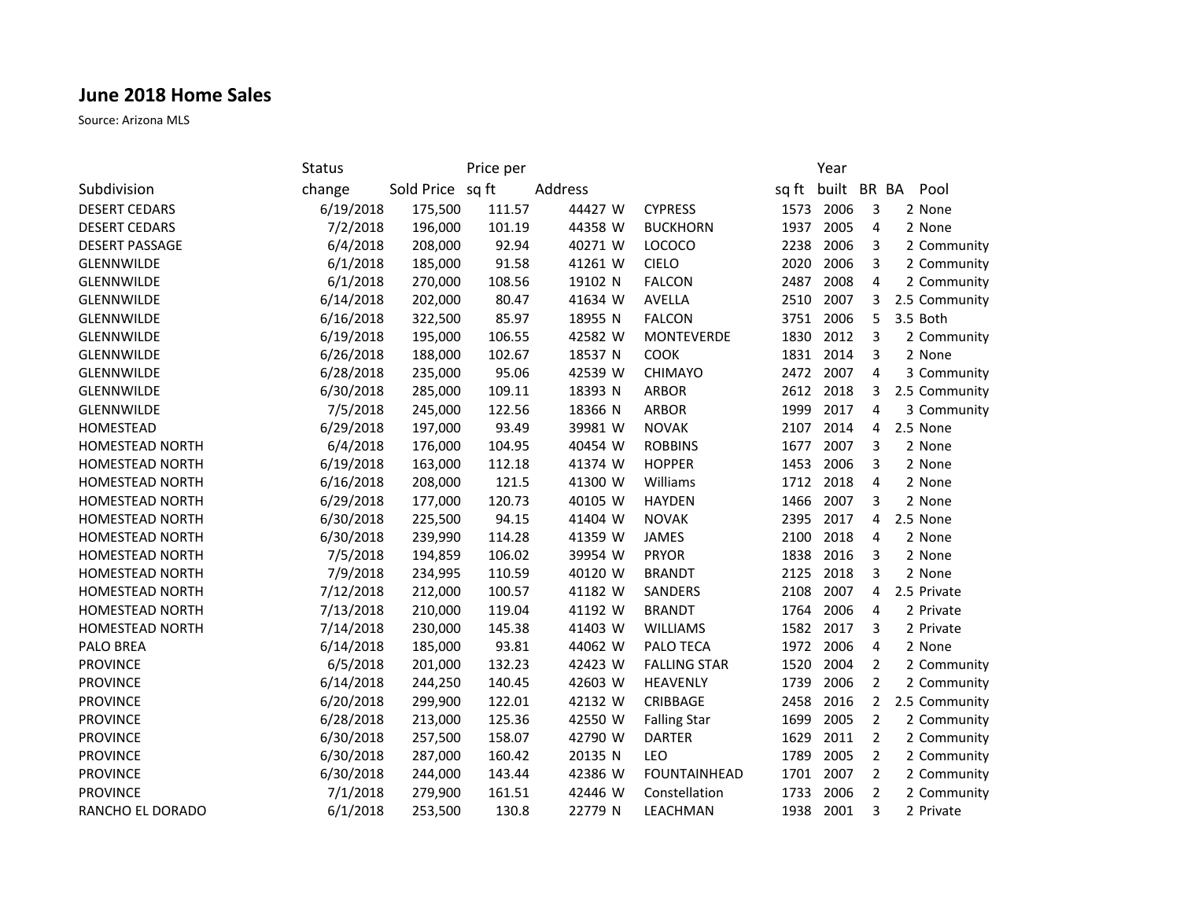# June 2018 Home Sales

Source: Arizona MLS

| Subdivision | Status change | Sold Price | Price per sq ft | Address | | | sq ft | Year built | BR | BA | Pool |
|---|---|---|---|---|---|---|---|---|---|---|---|
| DESERT CEDARS | 6/19/2018 | 175,500 | 111.57 | 44427 | W | CYPRESS | 1573 | 2006 | 3 | 2 | None |
| DESERT CEDARS | 7/2/2018 | 196,000 | 101.19 | 44358 | W | BUCKHORN | 1937 | 2005 | 4 | 2 | None |
| DESERT PASSAGE | 6/4/2018 | 208,000 | 92.94 | 40271 | W | LOCOCO | 2238 | 2006 | 3 | 2 | Community |
| GLENNWILDE | 6/1/2018 | 185,000 | 91.58 | 41261 | W | CIELO | 2020 | 2006 | 3 | 2 | Community |
| GLENNWILDE | 6/1/2018 | 270,000 | 108.56 | 19102 | N | FALCON | 2487 | 2008 | 4 | 2 | Community |
| GLENNWILDE | 6/14/2018 | 202,000 | 80.47 | 41634 | W | AVELLA | 2510 | 2007 | 3 | 2.5 | Community |
| GLENNWILDE | 6/16/2018 | 322,500 | 85.97 | 18955 | N | FALCON | 3751 | 2006 | 5 | 3.5 | Both |
| GLENNWILDE | 6/19/2018 | 195,000 | 106.55 | 42582 | W | MONTEVERDE | 1830 | 2012 | 3 | 2 | Community |
| GLENNWILDE | 6/26/2018 | 188,000 | 102.67 | 18537 | N | COOK | 1831 | 2014 | 3 | 2 | None |
| GLENNWILDE | 6/28/2018 | 235,000 | 95.06 | 42539 | W | CHIMAYO | 2472 | 2007 | 4 | 3 | Community |
| GLENNWILDE | 6/30/2018 | 285,000 | 109.11 | 18393 | N | ARBOR | 2612 | 2018 | 3 | 2.5 | Community |
| GLENNWILDE | 7/5/2018 | 245,000 | 122.56 | 18366 | N | ARBOR | 1999 | 2017 | 4 | 3 | Community |
| HOMESTEAD | 6/29/2018 | 197,000 | 93.49 | 39981 | W | NOVAK | 2107 | 2014 | 4 | 2.5 | None |
| HOMESTEAD NORTH | 6/4/2018 | 176,000 | 104.95 | 40454 | W | ROBBINS | 1677 | 2007 | 3 | 2 | None |
| HOMESTEAD NORTH | 6/19/2018 | 163,000 | 112.18 | 41374 | W | HOPPER | 1453 | 2006 | 3 | 2 | None |
| HOMESTEAD NORTH | 6/16/2018 | 208,000 | 121.5 | 41300 | W | Williams | 1712 | 2018 | 4 | 2 | None |
| HOMESTEAD NORTH | 6/29/2018 | 177,000 | 120.73 | 40105 | W | HAYDEN | 1466 | 2007 | 3 | 2 | None |
| HOMESTEAD NORTH | 6/30/2018 | 225,500 | 94.15 | 41404 | W | NOVAK | 2395 | 2017 | 4 | 2.5 | None |
| HOMESTEAD NORTH | 6/30/2018 | 239,990 | 114.28 | 41359 | W | JAMES | 2100 | 2018 | 4 | 2 | None |
| HOMESTEAD NORTH | 7/5/2018 | 194,859 | 106.02 | 39954 | W | PRYOR | 1838 | 2016 | 3 | 2 | None |
| HOMESTEAD NORTH | 7/9/2018 | 234,995 | 110.59 | 40120 | W | BRANDT | 2125 | 2018 | 3 | 2 | None |
| HOMESTEAD NORTH | 7/12/2018 | 212,000 | 100.57 | 41182 | W | SANDERS | 2108 | 2007 | 4 | 2.5 | Private |
| HOMESTEAD NORTH | 7/13/2018 | 210,000 | 119.04 | 41192 | W | BRANDT | 1764 | 2006 | 4 | 2 | Private |
| HOMESTEAD NORTH | 7/14/2018 | 230,000 | 145.38 | 41403 | W | WILLIAMS | 1582 | 2017 | 3 | 2 | Private |
| PALO BREA | 6/14/2018 | 185,000 | 93.81 | 44062 | W | PALO TECA | 1972 | 2006 | 4 | 2 | None |
| PROVINCE | 6/5/2018 | 201,000 | 132.23 | 42423 | W | FALLING STAR | 1520 | 2004 | 2 | 2 | Community |
| PROVINCE | 6/14/2018 | 244,250 | 140.45 | 42603 | W | HEAVENLY | 1739 | 2006 | 2 | 2 | Community |
| PROVINCE | 6/20/2018 | 299,900 | 122.01 | 42132 | W | CRIBBAGE | 2458 | 2016 | 2 | 2.5 | Community |
| PROVINCE | 6/28/2018 | 213,000 | 125.36 | 42550 | W | Falling Star | 1699 | 2005 | 2 | 2 | Community |
| PROVINCE | 6/30/2018 | 257,500 | 158.07 | 42790 | W | DARTER | 1629 | 2011 | 2 | 2 | Community |
| PROVINCE | 6/30/2018 | 287,000 | 160.42 | 20135 | N | LEO | 1789 | 2005 | 2 | 2 | Community |
| PROVINCE | 6/30/2018 | 244,000 | 143.44 | 42386 | W | FOUNTAINHEAD | 1701 | 2007 | 2 | 2 | Community |
| PROVINCE | 7/1/2018 | 279,900 | 161.51 | 42446 | W | Constellation | 1733 | 2006 | 2 | 2 | Community |
| RANCHO EL DORADO | 6/1/2018 | 253,500 | 130.8 | 22779 | N | LEACHMAN | 1938 | 2001 | 3 | 2 | Private |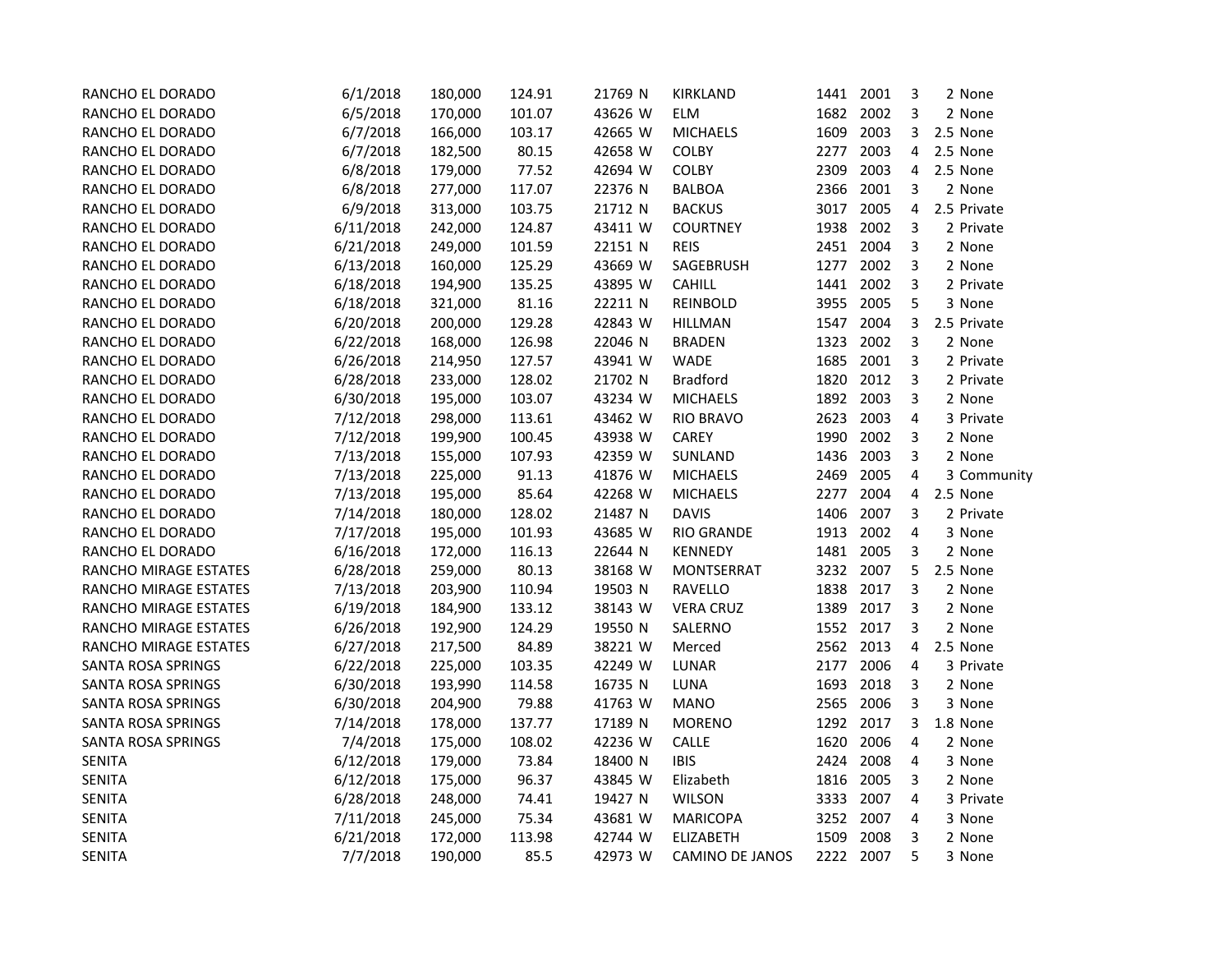| | | | | | | | | | | |
|---|---|---|---|---|---|---|---|---|---|---|
| RANCHO EL DORADO | 6/1/2018 | 180,000 | 124.91 | 21769 N | KIRKLAND | 1441 | 2001 | 3 | 2 | None |
| RANCHO EL DORADO | 6/5/2018 | 170,000 | 101.07 | 43626 W | ELM | 1682 | 2002 | 3 | 2 | None |
| RANCHO EL DORADO | 6/7/2018 | 166,000 | 103.17 | 42665 W | MICHAELS | 1609 | 2003 | 3 | 2.5 | None |
| RANCHO EL DORADO | 6/7/2018 | 182,500 | 80.15 | 42658 W | COLBY | 2277 | 2003 | 4 | 2.5 | None |
| RANCHO EL DORADO | 6/8/2018 | 179,000 | 77.52 | 42694 W | COLBY | 2309 | 2003 | 4 | 2.5 | None |
| RANCHO EL DORADO | 6/8/2018 | 277,000 | 117.07 | 22376 N | BALBOA | 2366 | 2001 | 3 | 2 | None |
| RANCHO EL DORADO | 6/9/2018 | 313,000 | 103.75 | 21712 N | BACKUS | 3017 | 2005 | 4 | 2.5 | Private |
| RANCHO EL DORADO | 6/11/2018 | 242,000 | 124.87 | 43411 W | COURTNEY | 1938 | 2002 | 3 | 2 | Private |
| RANCHO EL DORADO | 6/21/2018 | 249,000 | 101.59 | 22151 N | REIS | 2451 | 2004 | 3 | 2 | None |
| RANCHO EL DORADO | 6/13/2018 | 160,000 | 125.29 | 43669 W | SAGEBRUSH | 1277 | 2002 | 3 | 2 | None |
| RANCHO EL DORADO | 6/18/2018 | 194,900 | 135.25 | 43895 W | CAHILL | 1441 | 2002 | 3 | 2 | Private |
| RANCHO EL DORADO | 6/18/2018 | 321,000 | 81.16 | 22211 N | REINBOLD | 3955 | 2005 | 5 | 3 | None |
| RANCHO EL DORADO | 6/20/2018 | 200,000 | 129.28 | 42843 W | HILLMAN | 1547 | 2004 | 3 | 2.5 | Private |
| RANCHO EL DORADO | 6/22/2018 | 168,000 | 126.98 | 22046 N | BRADEN | 1323 | 2002 | 3 | 2 | None |
| RANCHO EL DORADO | 6/26/2018 | 214,950 | 127.57 | 43941 W | WADE | 1685 | 2001 | 3 | 2 | Private |
| RANCHO EL DORADO | 6/28/2018 | 233,000 | 128.02 | 21702 N | Bradford | 1820 | 2012 | 3 | 2 | Private |
| RANCHO EL DORADO | 6/30/2018 | 195,000 | 103.07 | 43234 W | MICHAELS | 1892 | 2003 | 3 | 2 | None |
| RANCHO EL DORADO | 7/12/2018 | 298,000 | 113.61 | 43462 W | RIO BRAVO | 2623 | 2003 | 4 | 3 | Private |
| RANCHO EL DORADO | 7/12/2018 | 199,900 | 100.45 | 43938 W | CAREY | 1990 | 2002 | 3 | 2 | None |
| RANCHO EL DORADO | 7/13/2018 | 155,000 | 107.93 | 42359 W | SUNLAND | 1436 | 2003 | 3 | 2 | None |
| RANCHO EL DORADO | 7/13/2018 | 225,000 | 91.13 | 41876 W | MICHAELS | 2469 | 2005 | 4 | 3 | Community |
| RANCHO EL DORADO | 7/13/2018 | 195,000 | 85.64 | 42268 W | MICHAELS | 2277 | 2004 | 4 | 2.5 | None |
| RANCHO EL DORADO | 7/14/2018 | 180,000 | 128.02 | 21487 N | DAVIS | 1406 | 2007 | 3 | 2 | Private |
| RANCHO EL DORADO | 7/17/2018 | 195,000 | 101.93 | 43685 W | RIO GRANDE | 1913 | 2002 | 4 | 3 | None |
| RANCHO EL DORADO | 6/16/2018 | 172,000 | 116.13 | 22644 N | KENNEDY | 1481 | 2005 | 3 | 2 | None |
| RANCHO MIRAGE ESTATES | 6/28/2018 | 259,000 | 80.13 | 38168 W | MONTSERRAT | 3232 | 2007 | 5 | 2.5 | None |
| RANCHO MIRAGE ESTATES | 7/13/2018 | 203,900 | 110.94 | 19503 N | RAVELLO | 1838 | 2017 | 3 | 2 | None |
| RANCHO MIRAGE ESTATES | 6/19/2018 | 184,900 | 133.12 | 38143 W | VERA CRUZ | 1389 | 2017 | 3 | 2 | None |
| RANCHO MIRAGE ESTATES | 6/26/2018 | 192,900 | 124.29 | 19550 N | SALERNO | 1552 | 2017 | 3 | 2 | None |
| RANCHO MIRAGE ESTATES | 6/27/2018 | 217,500 | 84.89 | 38221 W | Merced | 2562 | 2013 | 4 | 2.5 | None |
| SANTA ROSA SPRINGS | 6/22/2018 | 225,000 | 103.35 | 42249 W | LUNAR | 2177 | 2006 | 4 | 3 | Private |
| SANTA ROSA SPRINGS | 6/30/2018 | 193,990 | 114.58 | 16735 N | LUNA | 1693 | 2018 | 3 | 2 | None |
| SANTA ROSA SPRINGS | 6/30/2018 | 204,900 | 79.88 | 41763 W | MANO | 2565 | 2006 | 3 | 3 | None |
| SANTA ROSA SPRINGS | 7/14/2018 | 178,000 | 137.77 | 17189 N | MORENO | 1292 | 2017 | 3 | 1.8 | None |
| SANTA ROSA SPRINGS | 7/4/2018 | 175,000 | 108.02 | 42236 W | CALLE | 1620 | 2006 | 4 | 2 | None |
| SENITA | 6/12/2018 | 179,000 | 73.84 | 18400 N | IBIS | 2424 | 2008 | 4 | 3 | None |
| SENITA | 6/12/2018 | 175,000 | 96.37 | 43845 W | Elizabeth | 1816 | 2005 | 3 | 2 | None |
| SENITA | 6/28/2018 | 248,000 | 74.41 | 19427 N | WILSON | 3333 | 2007 | 4 | 3 | Private |
| SENITA | 7/11/2018 | 245,000 | 75.34 | 43681 W | MARICOPA | 3252 | 2007 | 4 | 3 | None |
| SENITA | 6/21/2018 | 172,000 | 113.98 | 42744 W | ELIZABETH | 1509 | 2008 | 3 | 2 | None |
| SENITA | 7/7/2018 | 190,000 | 85.5 | 42973 W | CAMINO DE JANOS | 2222 | 2007 | 5 | 3 | None |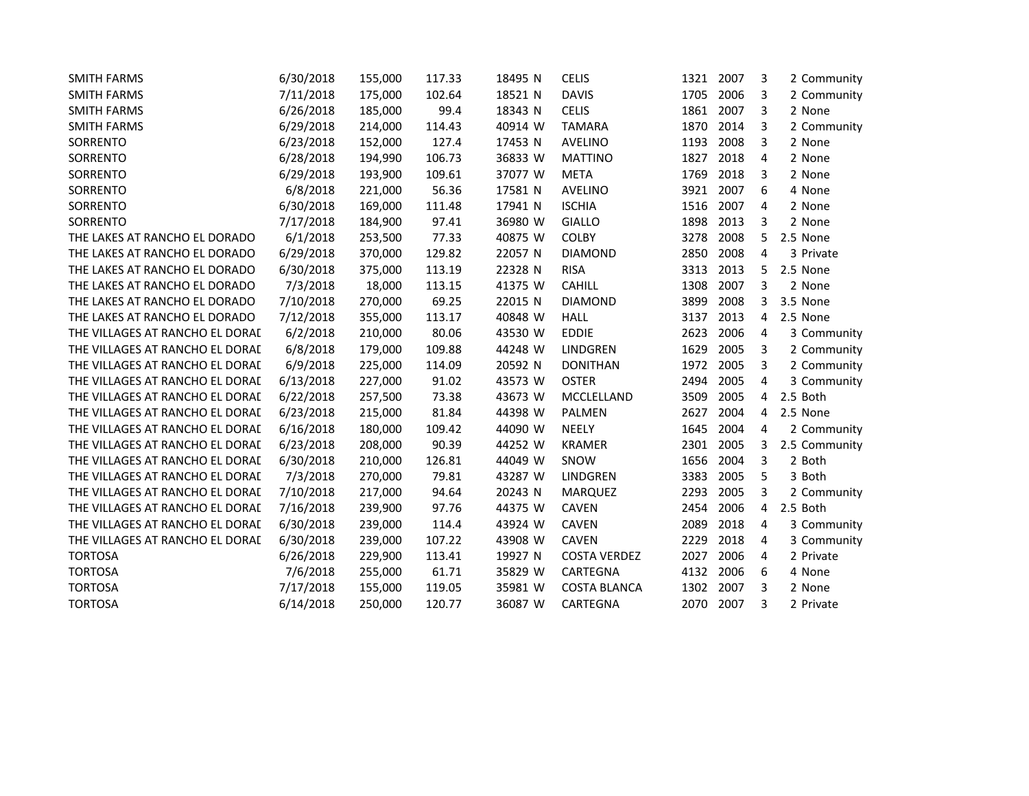| | | | | | | | | | | | |
|---|---|---|---|---|---|---|---|---|---|---|---|
| SMITH FARMS | 6/30/2018 | 155,000 | 117.33 | 18495 | N | CELIS | 1321 | 2007 | 3 | 2 | Community |
| SMITH FARMS | 7/11/2018 | 175,000 | 102.64 | 18521 | N | DAVIS | 1705 | 2006 | 3 | 2 | Community |
| SMITH FARMS | 6/26/2018 | 185,000 | 99.4 | 18343 | N | CELIS | 1861 | 2007 | 3 | 2 | None |
| SMITH FARMS | 6/29/2018 | 214,000 | 114.43 | 40914 | W | TAMARA | 1870 | 2014 | 3 | 2 | Community |
| SORRENTO | 6/23/2018 | 152,000 | 127.4 | 17453 | N | AVELINO | 1193 | 2008 | 3 | 2 | None |
| SORRENTO | 6/28/2018 | 194,990 | 106.73 | 36833 | W | MATTINO | 1827 | 2018 | 4 | 2 | None |
| SORRENTO | 6/29/2018 | 193,900 | 109.61 | 37077 | W | META | 1769 | 2018 | 3 | 2 | None |
| SORRENTO | 6/8/2018 | 221,000 | 56.36 | 17581 | N | AVELINO | 3921 | 2007 | 6 | 4 | None |
| SORRENTO | 6/30/2018 | 169,000 | 111.48 | 17941 | N | ISCHIA | 1516 | 2007 | 4 | 2 | None |
| SORRENTO | 7/17/2018 | 184,900 | 97.41 | 36980 | W | GIALLO | 1898 | 2013 | 3 | 2 | None |
| THE LAKES AT RANCHO EL DORADO | 6/1/2018 | 253,500 | 77.33 | 40875 | W | COLBY | 3278 | 2008 | 5 | 2.5 | None |
| THE LAKES AT RANCHO EL DORADO | 6/29/2018 | 370,000 | 129.82 | 22057 | N | DIAMOND | 2850 | 2008 | 4 | 3 | Private |
| THE LAKES AT RANCHO EL DORADO | 6/30/2018 | 375,000 | 113.19 | 22328 | N | RISA | 3313 | 2013 | 5 | 2.5 | None |
| THE LAKES AT RANCHO EL DORADO | 7/3/2018 | 18,000 | 113.15 | 41375 | W | CAHILL | 1308 | 2007 | 3 | 2 | None |
| THE LAKES AT RANCHO EL DORADO | 7/10/2018 | 270,000 | 69.25 | 22015 | N | DIAMOND | 3899 | 2008 | 3 | 3.5 | None |
| THE LAKES AT RANCHO EL DORADO | 7/12/2018 | 355,000 | 113.17 | 40848 | W | HALL | 3137 | 2013 | 4 | 2.5 | None |
| THE VILLAGES AT RANCHO EL DORAD | 6/2/2018 | 210,000 | 80.06 | 43530 | W | EDDIE | 2623 | 2006 | 4 | 3 | Community |
| THE VILLAGES AT RANCHO EL DORAD | 6/8/2018 | 179,000 | 109.88 | 44248 | W | LINDGREN | 1629 | 2005 | 3 | 2 | Community |
| THE VILLAGES AT RANCHO EL DORAD | 6/9/2018 | 225,000 | 114.09 | 20592 | N | DONITHAN | 1972 | 2005 | 3 | 2 | Community |
| THE VILLAGES AT RANCHO EL DORAD | 6/13/2018 | 227,000 | 91.02 | 43573 | W | OSTER | 2494 | 2005 | 4 | 3 | Community |
| THE VILLAGES AT RANCHO EL DORAD | 6/22/2018 | 257,500 | 73.38 | 43673 | W | MCCLELLAND | 3509 | 2005 | 4 | 2.5 | Both |
| THE VILLAGES AT RANCHO EL DORAD | 6/23/2018 | 215,000 | 81.84 | 44398 | W | PALMEN | 2627 | 2004 | 4 | 2.5 | None |
| THE VILLAGES AT RANCHO EL DORAD | 6/16/2018 | 180,000 | 109.42 | 44090 | W | NEELY | 1645 | 2004 | 4 | 2 | Community |
| THE VILLAGES AT RANCHO EL DORAD | 6/23/2018 | 208,000 | 90.39 | 44252 | W | KRAMER | 2301 | 2005 | 3 | 2.5 | Community |
| THE VILLAGES AT RANCHO EL DORAD | 6/30/2018 | 210,000 | 126.81 | 44049 | W | SNOW | 1656 | 2004 | 3 | 2 | Both |
| THE VILLAGES AT RANCHO EL DORAD | 7/3/2018 | 270,000 | 79.81 | 43287 | W | LINDGREN | 3383 | 2005 | 5 | 3 | Both |
| THE VILLAGES AT RANCHO EL DORAD | 7/10/2018 | 217,000 | 94.64 | 20243 | N | MARQUEZ | 2293 | 2005 | 3 | 2 | Community |
| THE VILLAGES AT RANCHO EL DORAD | 7/16/2018 | 239,900 | 97.76 | 44375 | W | CAVEN | 2454 | 2006 | 4 | 2.5 | Both |
| THE VILLAGES AT RANCHO EL DORAD | 6/30/2018 | 239,000 | 114.4 | 43924 | W | CAVEN | 2089 | 2018 | 4 | 3 | Community |
| THE VILLAGES AT RANCHO EL DORAD | 6/30/2018 | 239,000 | 107.22 | 43908 | W | CAVEN | 2229 | 2018 | 4 | 3 | Community |
| TORTOSA | 6/26/2018 | 229,900 | 113.41 | 19927 | N | COSTA VERDEZ | 2027 | 2006 | 4 | 2 | Private |
| TORTOSA | 7/6/2018 | 255,000 | 61.71 | 35829 | W | CARTEGNA | 4132 | 2006 | 6 | 4 | None |
| TORTOSA | 7/17/2018 | 155,000 | 119.05 | 35981 | W | COSTA BLANCA | 1302 | 2007 | 3 | 2 | None |
| TORTOSA | 6/14/2018 | 250,000 | 120.77 | 36087 | W | CARTEGNA | 2070 | 2007 | 3 | 2 | Private |